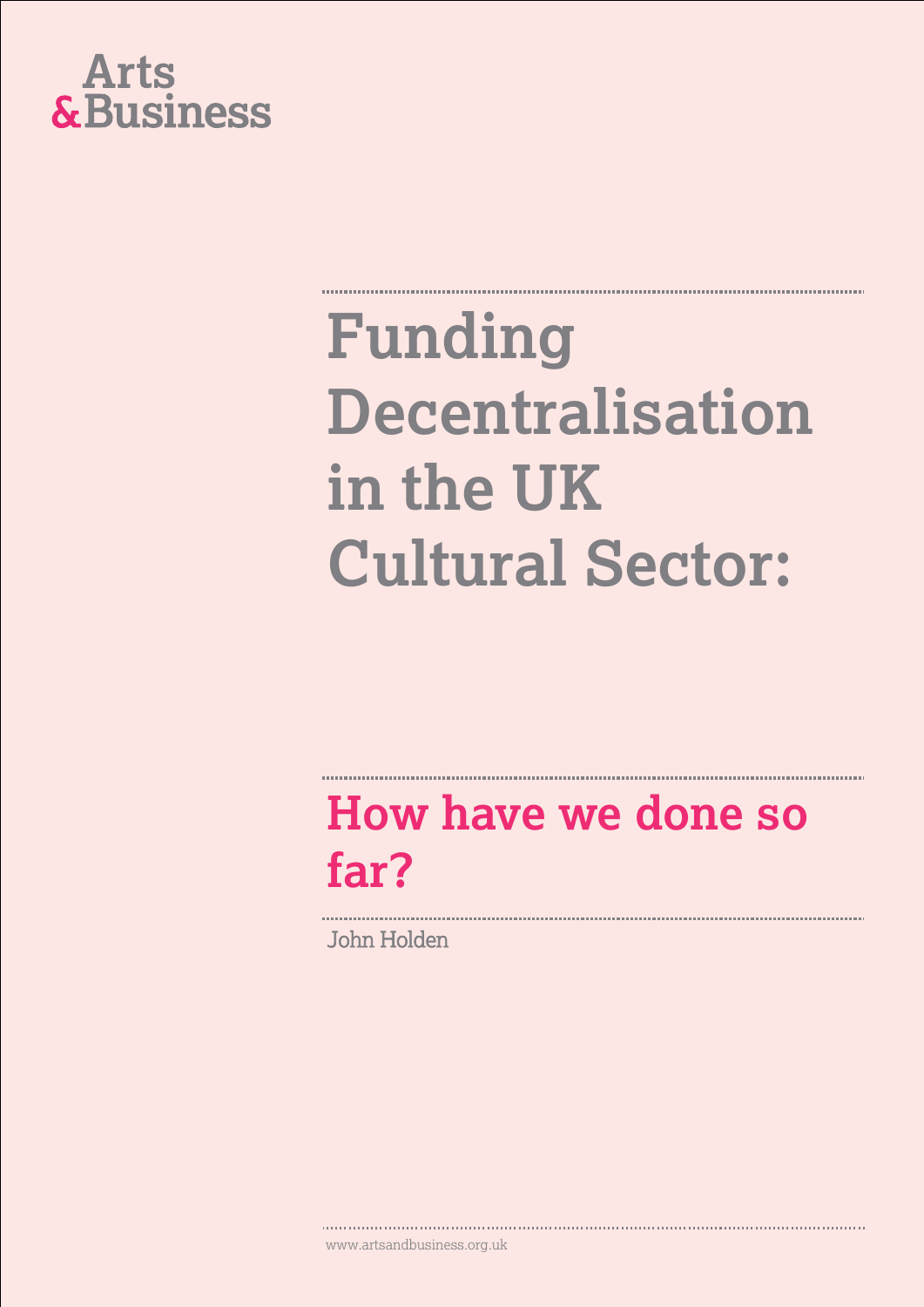Arts
& Business

# Funding Decentralisation in the UK Cultural Sector:

## How have we done so far?

John Holden

www.artsandbusiness.org.uk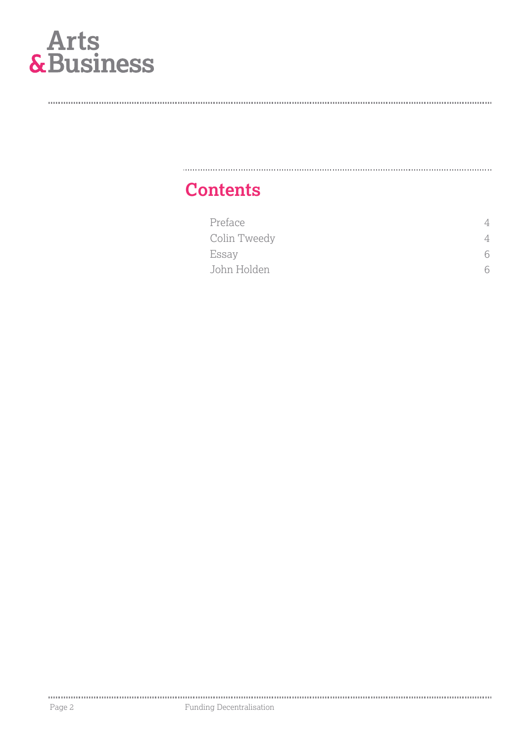Arts & Business

## Contents

| | |
|---|---|
| Preface | 4 |
| Colin Tweedy | 4 |
| Essay | 6 |
| John Holden | 6 |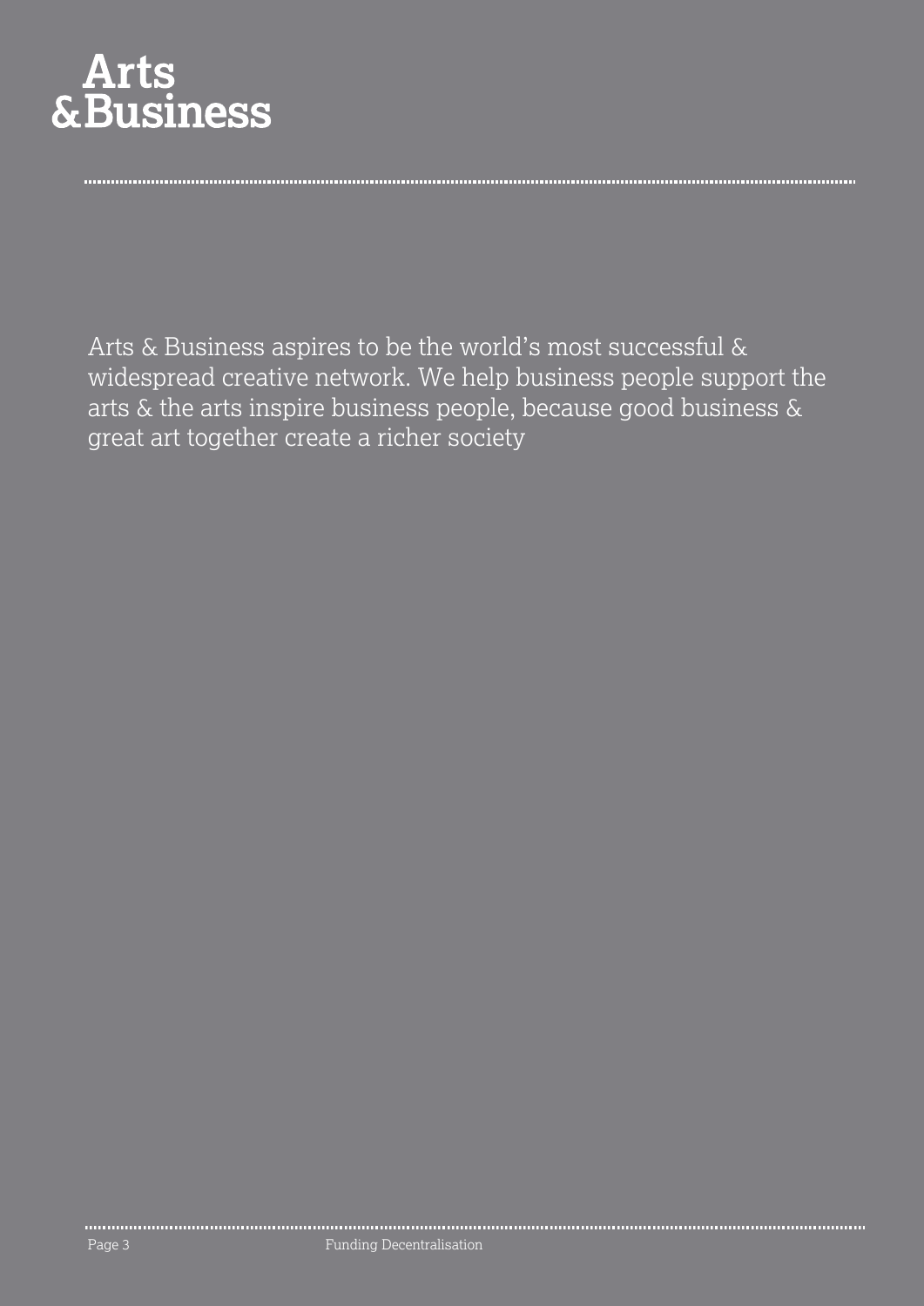# Arts & Business

Arts & Business aspires to be the world's most successful & widespread creative network. We help business people support the arts & the arts inspire business people, because good business & great art together create a richer society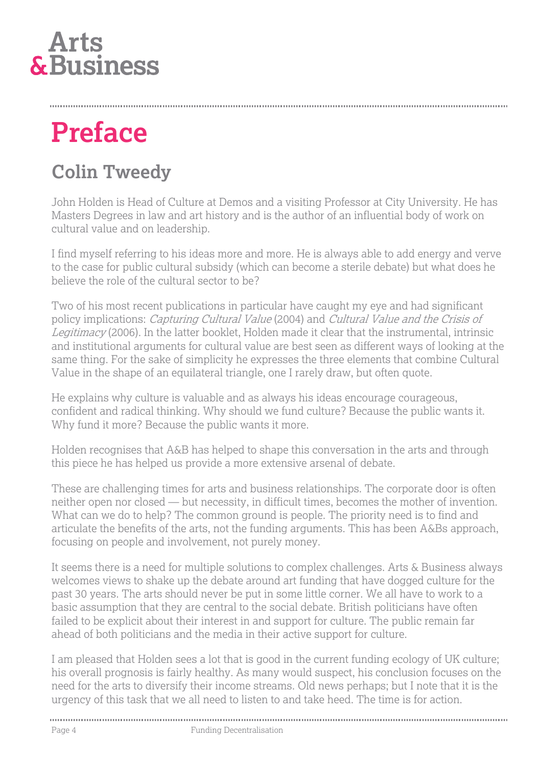# Preface

## Colin Tweedy

John Holden is Head of Culture at Demos and a visiting Professor at City University. He has Masters Degrees in law and art history and is the author of an influential body of work on cultural value and on leadership.

I find myself referring to his ideas more and more. He is always able to add energy and verve to the case for public cultural subsidy (which can become a sterile debate) but what does he believe the role of the cultural sector to be?

Two of his most recent publications in particular have caught my eye and had significant policy implications: *Capturing Cultural Value* (2004) and *Cultural Value and the Crisis of Legitimacy* (2006). In the latter booklet, Holden made it clear that the instrumental, intrinsic and institutional arguments for cultural value are best seen as different ways of looking at the same thing. For the sake of simplicity he expresses the three elements that combine Cultural Value in the shape of an equilateral triangle, one I rarely draw, but often quote.

He explains why culture is valuable and as always his ideas encourage courageous, confident and radical thinking. Why should we fund culture? Because the public wants it. Why fund it more? Because the public wants it more.

Holden recognises that A&B has helped to shape this conversation in the arts and through this piece he has helped us provide a more extensive arsenal of debate.

These are challenging times for arts and business relationships. The corporate door is often neither open nor closed — but necessity, in difficult times, becomes the mother of invention. What can we do to help? The common ground is people. The priority need is to find and articulate the benefits of the arts, not the funding arguments. This has been A&Bs approach, focusing on people and involvement, not purely money.

It seems there is a need for multiple solutions to complex challenges. Arts & Business always welcomes views to shake up the debate around art funding that have dogged culture for the past 30 years. The arts should never be put in some little corner. We all have to work to a basic assumption that they are central to the social debate. British politicians have often failed to be explicit about their interest in and support for culture. The public remain far ahead of both politicians and the media in their active support for culture.

I am pleased that Holden sees a lot that is good in the current funding ecology of UK culture; his overall prognosis is fairly healthy. As many would suspect, his conclusion focuses on the need for the arts to diversify their income streams. Old news perhaps; but I note that it is the urgency of this task that we all need to listen to and take heed. The time is for action.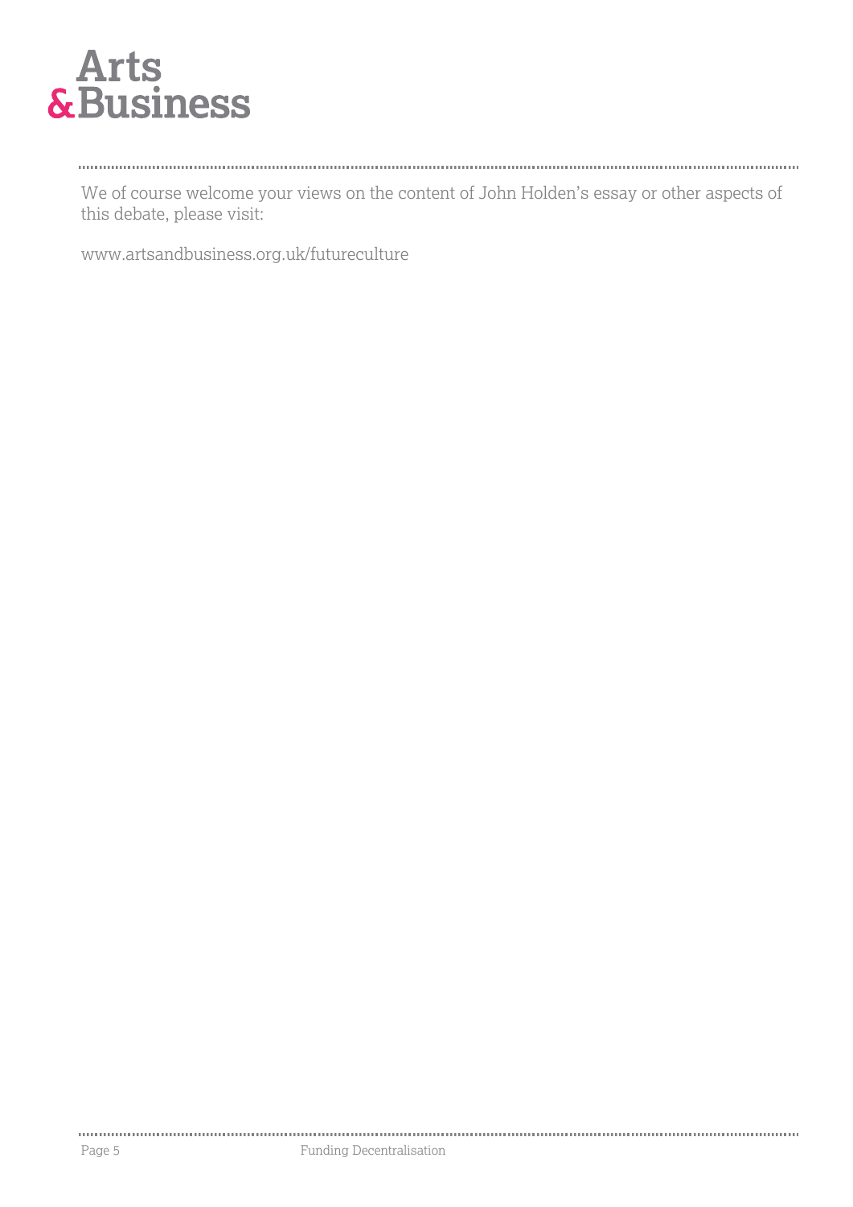We of course welcome your views on the content of John Holden's essay or other aspects of this debate, please visit:

www.artsandbusiness.org.uk/futureculture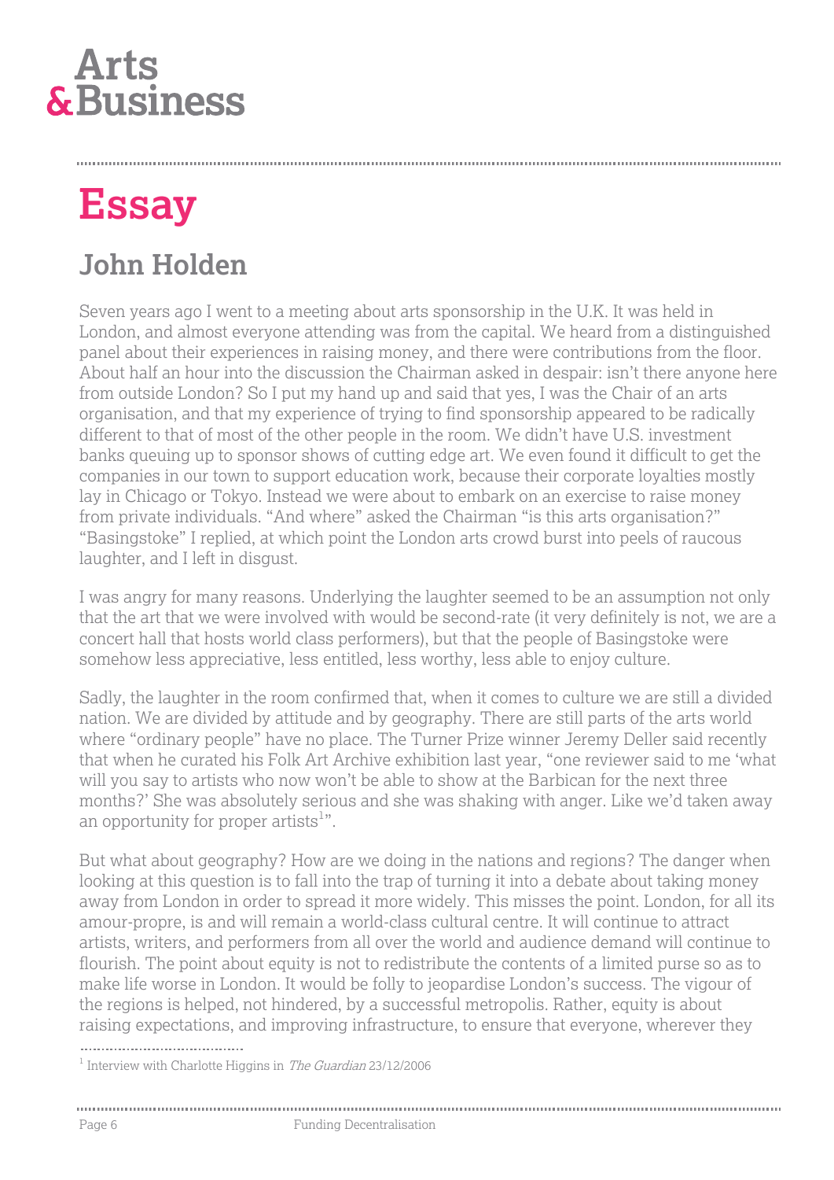# Essay

## John Holden

Seven years ago I went to a meeting about arts sponsorship in the U.K. It was held in London, and almost everyone attending was from the capital. We heard from a distinguished panel about their experiences in raising money, and there were contributions from the floor. About half an hour into the discussion the Chairman asked in despair: isn't there anyone here from outside London? So I put my hand up and said that yes, I was the Chair of an arts organisation, and that my experience of trying to find sponsorship appeared to be radically different to that of most of the other people in the room. We didn't have U.S. investment banks queuing up to sponsor shows of cutting edge art. We even found it difficult to get the companies in our town to support education work, because their corporate loyalties mostly lay in Chicago or Tokyo. Instead we were about to embark on an exercise to raise money from private individuals. "And where" asked the Chairman "is this arts organisation?" "Basingstoke" I replied, at which point the London arts crowd burst into peels of raucous laughter, and I left in disgust.

I was angry for many reasons. Underlying the laughter seemed to be an assumption not only that the art that we were involved with would be second-rate (it very definitely is not, we are a concert hall that hosts world class performers), but that the people of Basingstoke were somehow less appreciative, less entitled, less worthy, less able to enjoy culture.

Sadly, the laughter in the room confirmed that, when it comes to culture we are still a divided nation. We are divided by attitude and by geography. There are still parts of the arts world where "ordinary people" have no place. The Turner Prize winner Jeremy Deller said recently that when he curated his Folk Art Archive exhibition last year, "one reviewer said to me 'what will you say to artists who now won't be able to show at the Barbican for the next three months?' She was absolutely serious and she was shaking with anger. Like we'd taken away an opportunity for proper artists[1]".

But what about geography? How are we doing in the nations and regions? The danger when looking at this question is to fall into the trap of turning it into a debate about taking money away from London in order to spread it more widely. This misses the point. London, for all its amour-propre, is and will remain a world-class cultural centre. It will continue to attract artists, writers, and performers from all over the world and audience demand will continue to flourish. The point about equity is not to redistribute the contents of a limited purse so as to make life worse in London. It would be folly to jeopardise London's success. The vigour of the regions is helped, not hindered, by a successful metropolis. Rather, equity is about raising expectations, and improving infrastructure, to ensure that everyone, wherever they

---

[1] Interview with Charlotte Higgins in *The Guardian* 23/12/2006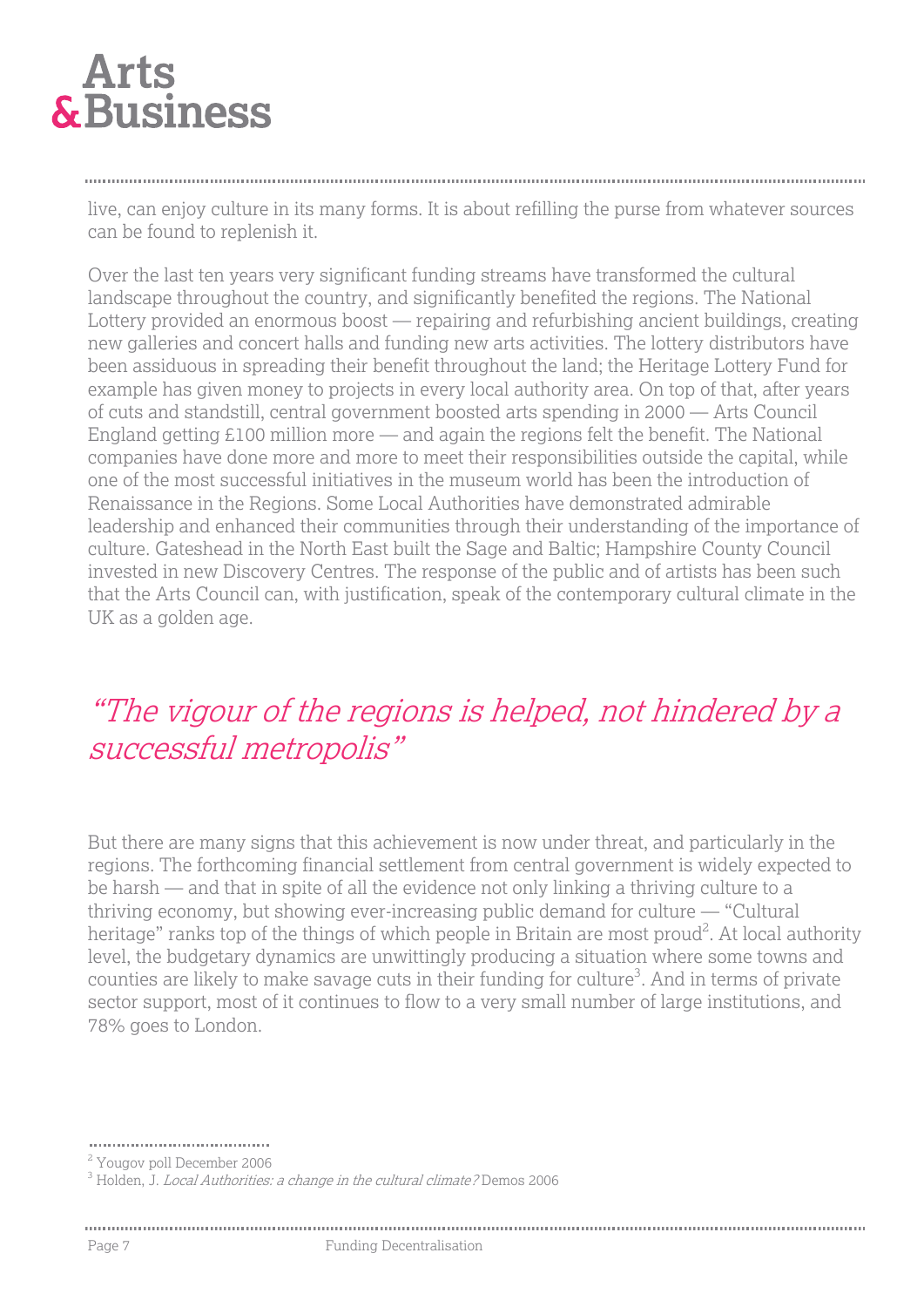live, can enjoy culture in its many forms. It is about refilling the purse from whatever sources can be found to replenish it.

Over the last ten years very significant funding streams have transformed the cultural landscape throughout the country, and significantly benefited the regions. The National Lottery provided an enormous boost — repairing and refurbishing ancient buildings, creating new galleries and concert halls and funding new arts activities. The lottery distributors have been assiduous in spreading their benefit throughout the land; the Heritage Lottery Fund for example has given money to projects in every local authority area. On top of that, after years of cuts and standstill, central government boosted arts spending in 2000 — Arts Council England getting £100 million more — and again the regions felt the benefit. The National companies have done more and more to meet their responsibilities outside the capital, while one of the most successful initiatives in the museum world has been the introduction of Renaissance in the Regions. Some Local Authorities have demonstrated admirable leadership and enhanced their communities through their understanding of the importance of culture. Gateshead in the North East built the Sage and Baltic; Hampshire County Council invested in new Discovery Centres. The response of the public and of artists has been such that the Arts Council can, with justification, speak of the contemporary cultural climate in the UK as a golden age.

*"The vigour of the regions is helped, not hindered by a successful metropolis"*

But there are many signs that this achievement is now under threat, and particularly in the regions. The forthcoming financial settlement from central government is widely expected to be harsh — and that in spite of all the evidence not only linking a thriving culture to a thriving economy, but showing ever-increasing public demand for culture — "Cultural heritage" ranks top of the things of which people in Britain are most proud[2]. At local authority level, the budgetary dynamics are unwittingly producing a situation where some towns and counties are likely to make savage cuts in their funding for culture[3]. And in terms of private sector support, most of it continues to flow to a very small number of large institutions, and 78% goes to London.

---

[2] Yougov poll December 2006

[3] Holden, J. *Local Authorities: a change in the cultural climate?* Demos 2006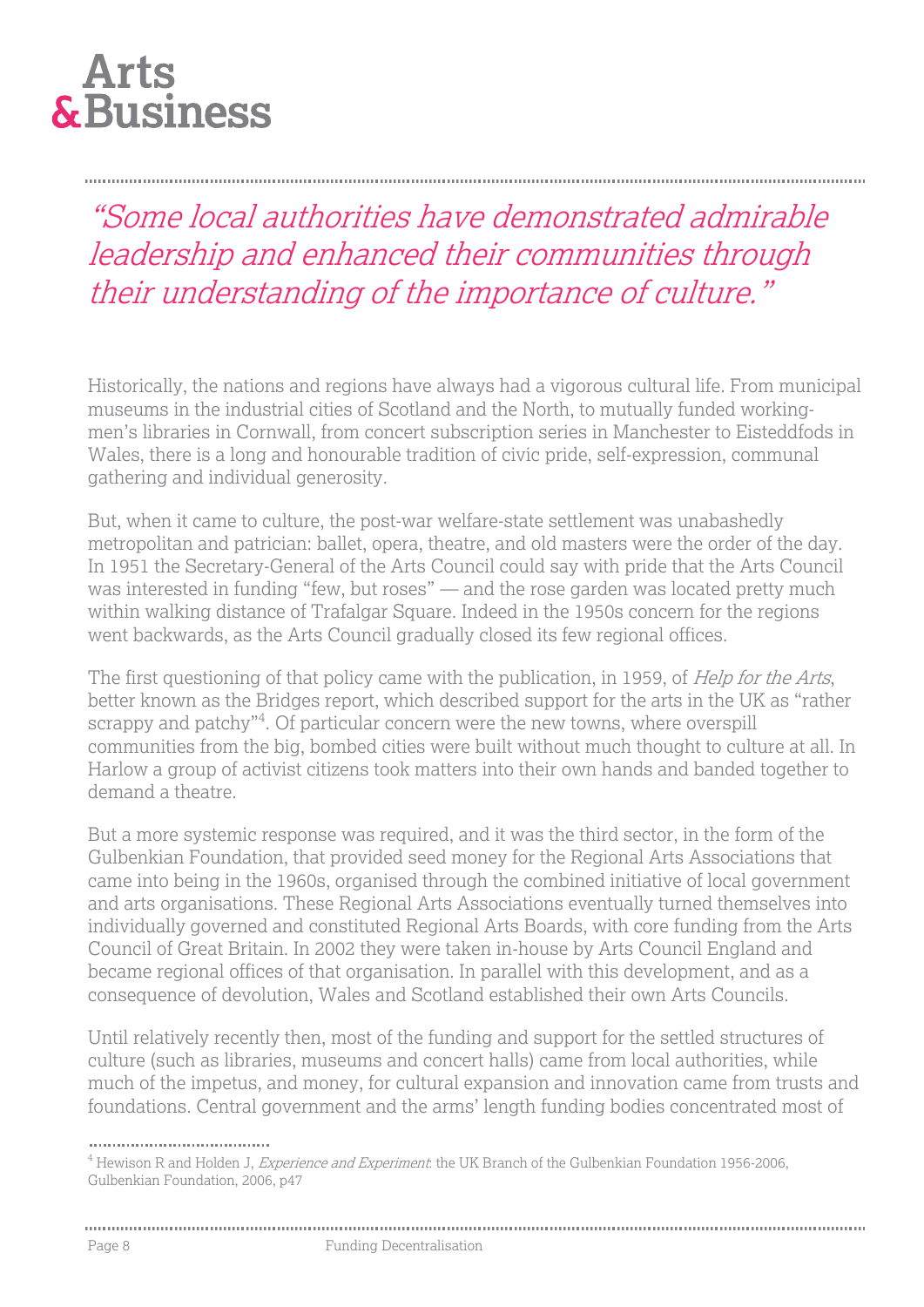*"Some local authorities have demonstrated admirable leadership and enhanced their communities through their understanding of the importance of culture."*

Historically, the nations and regions have always had a vigorous cultural life. From municipal museums in the industrial cities of Scotland and the North, to mutually funded working-men's libraries in Cornwall, from concert subscription series in Manchester to Eisteddfods in Wales, there is a long and honourable tradition of civic pride, self-expression, communal gathering and individual generosity.

But, when it came to culture, the post-war welfare-state settlement was unabashedly metropolitan and patrician: ballet, opera, theatre, and old masters were the order of the day. In 1951 the Secretary-General of the Arts Council could say with pride that the Arts Council was interested in funding "few, but roses" — and the rose garden was located pretty much within walking distance of Trafalgar Square. Indeed in the 1950s concern for the regions went backwards, as the Arts Council gradually closed its few regional offices.

The first questioning of that policy came with the publication, in 1959, of *Help for the Arts*, better known as the Bridges report, which described support for the arts in the UK as "rather scrappy and patchy"[4]. Of particular concern were the new towns, where overspill communities from the big, bombed cities were built without much thought to culture at all. In Harlow a group of activist citizens took matters into their own hands and banded together to demand a theatre.

But a more systemic response was required, and it was the third sector, in the form of the Gulbenkian Foundation, that provided seed money for the Regional Arts Associations that came into being in the 1960s, organised through the combined initiative of local government and arts organisations. These Regional Arts Associations eventually turned themselves into individually governed and constituted Regional Arts Boards, with core funding from the Arts Council of Great Britain. In 2002 they were taken in-house by Arts Council England and became regional offices of that organisation. In parallel with this development, and as a consequence of devolution, Wales and Scotland established their own Arts Councils.

Until relatively recently then, most of the funding and support for the settled structures of culture (such as libraries, museums and concert halls) came from local authorities, while much of the impetus, and money, for cultural expansion and innovation came from trusts and foundations. Central government and the arms' length funding bodies concentrated most of

[4] Hewison R and Holden J, *Experience and Experiment*: the UK Branch of the Gulbenkian Foundation 1956-2006, Gulbenkian Foundation, 2006, p47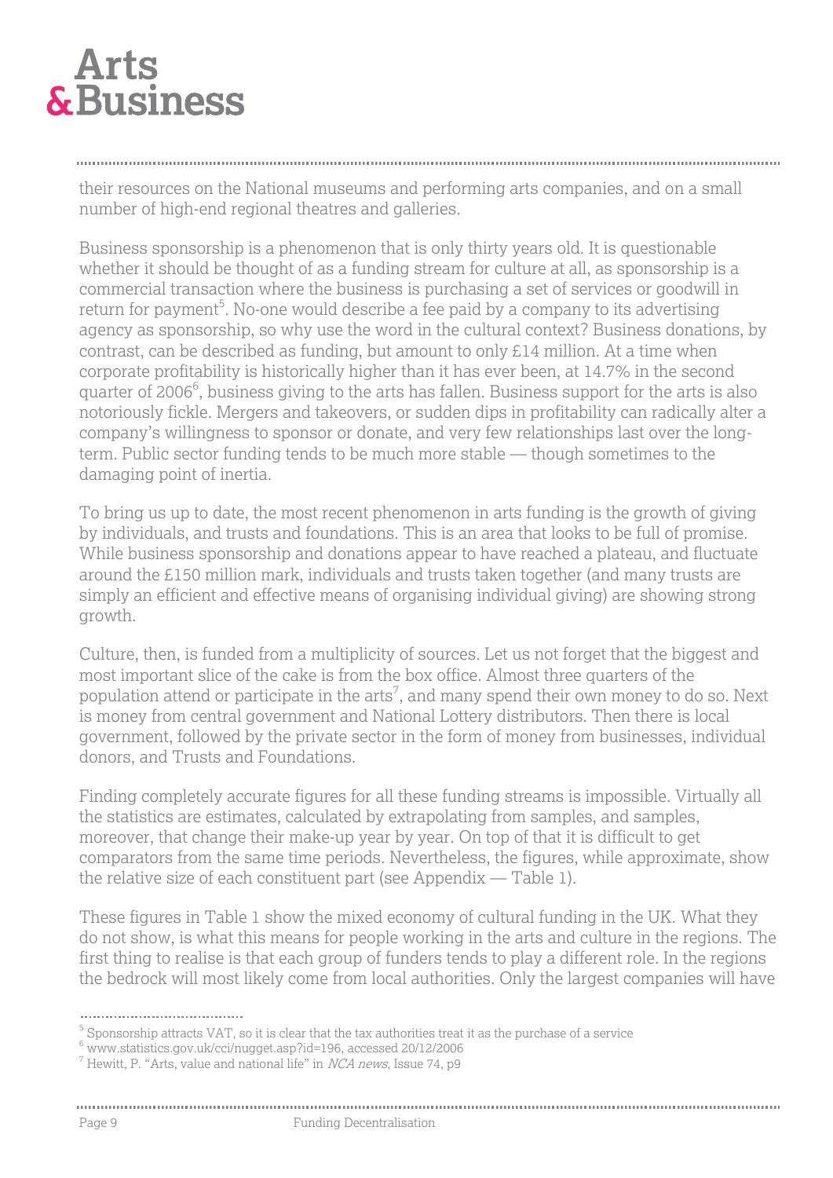their resources on the National museums and performing arts companies, and on a small number of high-end regional theatres and galleries.

Business sponsorship is a phenomenon that is only thirty years old. It is questionable whether it should be thought of as a funding stream for culture at all, as sponsorship is a commercial transaction where the business is purchasing a set of services or goodwill in return for payment[5]. No-one would describe a fee paid by a company to its advertising agency as sponsorship, so why use the word in the cultural context? Business donations, by contrast, can be described as funding, but amount to only £14 million. At a time when corporate profitability is historically higher than it has ever been, at 14.7% in the second quarter of 2006[6], business giving to the arts has fallen. Business support for the arts is also notoriously fickle. Mergers and takeovers, or sudden dips in profitability can radically alter a company's willingness to sponsor or donate, and very few relationships last over the long-term. Public sector funding tends to be much more stable — though sometimes to the damaging point of inertia.

To bring us up to date, the most recent phenomenon in arts funding is the growth of giving by individuals, and trusts and foundations. This is an area that looks to be full of promise. While business sponsorship and donations appear to have reached a plateau, and fluctuate around the £150 million mark, individuals and trusts taken together (and many trusts are simply an efficient and effective means of organising individual giving) are showing strong growth.

Culture, then, is funded from a multiplicity of sources. Let us not forget that the biggest and most important slice of the cake is from the box office. Almost three quarters of the population attend or participate in the arts[7], and many spend their own money to do so. Next is money from central government and National Lottery distributors. Then there is local government, followed by the private sector in the form of money from businesses, individual donors, and Trusts and Foundations.

Finding completely accurate figures for all these funding streams is impossible. Virtually all the statistics are estimates, calculated by extrapolating from samples, and samples, moreover, that change their make-up year by year. On top of that it is difficult to get comparators from the same time periods. Nevertheless, the figures, while approximate, show the relative size of each constituent part (see Appendix — Table 1).

These figures in Table 1 show the mixed economy of cultural funding in the UK. What they do not show, is what this means for people working in the arts and culture in the regions. The first thing to realise is that each group of funders tends to play a different role. In the regions the bedrock will most likely come from local authorities. Only the largest companies will have

---

[5] Sponsorship attracts VAT, so it is clear that the tax authorities treat it as the purchase of a service

[6] www.statistics.gov.uk/cci/nugget.asp?id=196, accessed 20/12/2006

[7] Hewitt, P. "Arts, value and national life" in *NCA news*, Issue 74, p9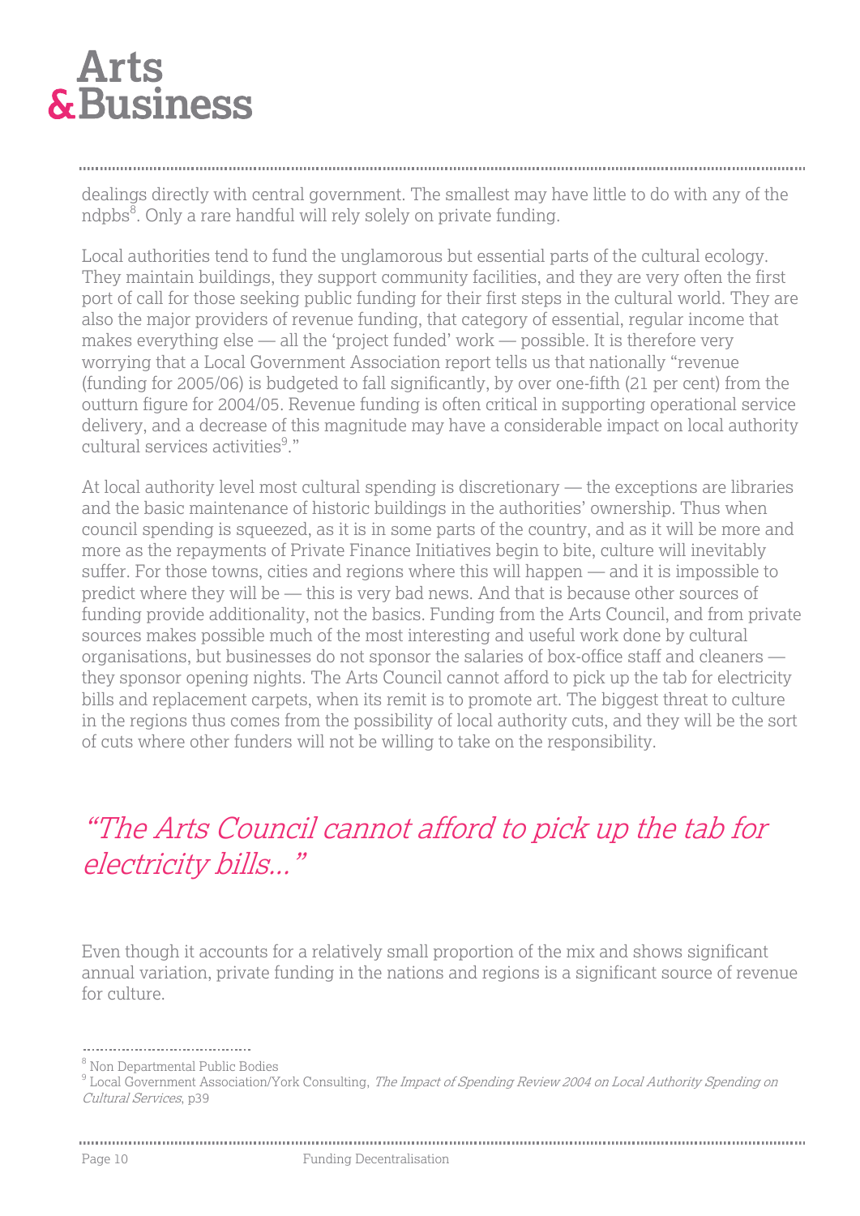dealings directly with central government. The smallest may have little to do with any of the ndpbs[8]. Only a rare handful will rely solely on private funding.

Local authorities tend to fund the unglamorous but essential parts of the cultural ecology. They maintain buildings, they support community facilities, and they are very often the first port of call for those seeking public funding for their first steps in the cultural world. They are also the major providers of revenue funding, that category of essential, regular income that makes everything else — all the 'project funded' work — possible. It is therefore very worrying that a Local Government Association report tells us that nationally "revenue (funding for 2005/06) is budgeted to fall significantly, by over one-fifth (21 per cent) from the outturn figure for 2004/05. Revenue funding is often critical in supporting operational service delivery, and a decrease of this magnitude may have a considerable impact on local authority cultural services activities[9]."

At local authority level most cultural spending is discretionary — the exceptions are libraries and the basic maintenance of historic buildings in the authorities' ownership. Thus when council spending is squeezed, as it is in some parts of the country, and as it will be more and more as the repayments of Private Finance Initiatives begin to bite, culture will inevitably suffer. For those towns, cities and regions where this will happen — and it is impossible to predict where they will be — this is very bad news. And that is because other sources of funding provide additionality, not the basics. Funding from the Arts Council, and from private sources makes possible much of the most interesting and useful work done by cultural organisations, but businesses do not sponsor the salaries of box-office staff and cleaners — they sponsor opening nights. The Arts Council cannot afford to pick up the tab for electricity bills and replacement carpets, when its remit is to promote art. The biggest threat to culture in the regions thus comes from the possibility of local authority cuts, and they will be the sort of cuts where other funders will not be willing to take on the responsibility.

*"The Arts Council cannot afford to pick up the tab for electricity bills..."*

Even though it accounts for a relatively small proportion of the mix and shows significant annual variation, private funding in the nations and regions is a significant source of revenue for culture.

---

[8] Non Departmental Public Bodies

[9] Local Government Association/York Consulting, *The Impact of Spending Review 2004 on Local Authority Spending on Cultural Services*, p39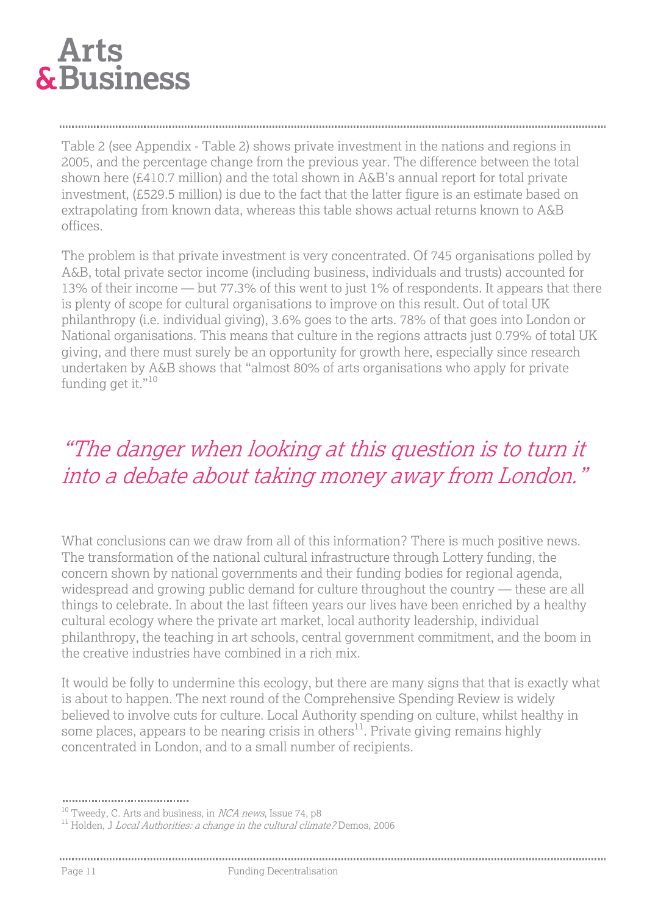Table 2 (see Appendix - Table 2) shows private investment in the nations and regions in 2005, and the percentage change from the previous year. The difference between the total shown here (£410.7 million) and the total shown in A&B's annual report for total private investment, (£529.5 million) is due to the fact that the latter figure is an estimate based on extrapolating from known data, whereas this table shows actual returns known to A&B offices.

The problem is that private investment is very concentrated. Of 745 organisations polled by A&B, total private sector income (including business, individuals and trusts) accounted for 13% of their income — but 77.3% of this went to just 1% of respondents. It appears that there is plenty of scope for cultural organisations to improve on this result. Out of total UK philanthropy (i.e. individual giving), 3.6% goes to the arts. 78% of that goes into London or National organisations. This means that culture in the regions attracts just 0.79% of total UK giving, and there must surely be an opportunity for growth here, especially since research undertaken by A&B shows that "almost 80% of arts organisations who apply for private funding get it."[10]

> *"The danger when looking at this question is to turn it into a debate about taking money away from London."*

What conclusions can we draw from all of this information? There is much positive news. The transformation of the national cultural infrastructure through Lottery funding, the concern shown by national governments and their funding bodies for regional agenda, widespread and growing public demand for culture throughout the country — these are all things to celebrate. In about the last fifteen years our lives have been enriched by a healthy cultural ecology where the private art market, local authority leadership, individual philanthropy, the teaching in art schools, central government commitment, and the boom in the creative industries have combined in a rich mix.

It would be folly to undermine this ecology, but there are many signs that that is exactly what is about to happen. The next round of the Comprehensive Spending Review is widely believed to involve cuts for culture. Local Authority spending on culture, whilst healthy in some places, appears to be nearing crisis in others[11]. Private giving remains highly concentrated in London, and to a small number of recipients.

---

[10] Tweedy, C. Arts and business, in *NCA news*, Issue 74, p8

[11] Holden, J *Local Authorities: a change in the cultural climate?* Demos, 2006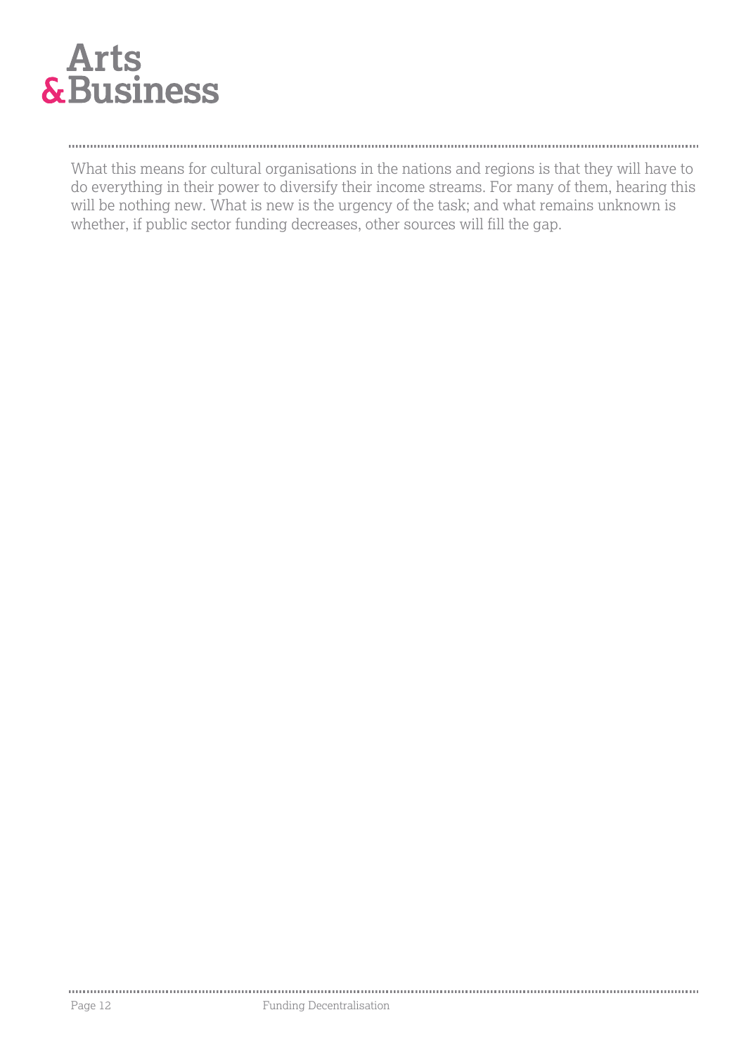What this means for cultural organisations in the nations and regions is that they will have to do everything in their power to diversify their income streams. For many of them, hearing this will be nothing new. What is new is the urgency of the task; and what remains unknown is whether, if public sector funding decreases, other sources will fill the gap.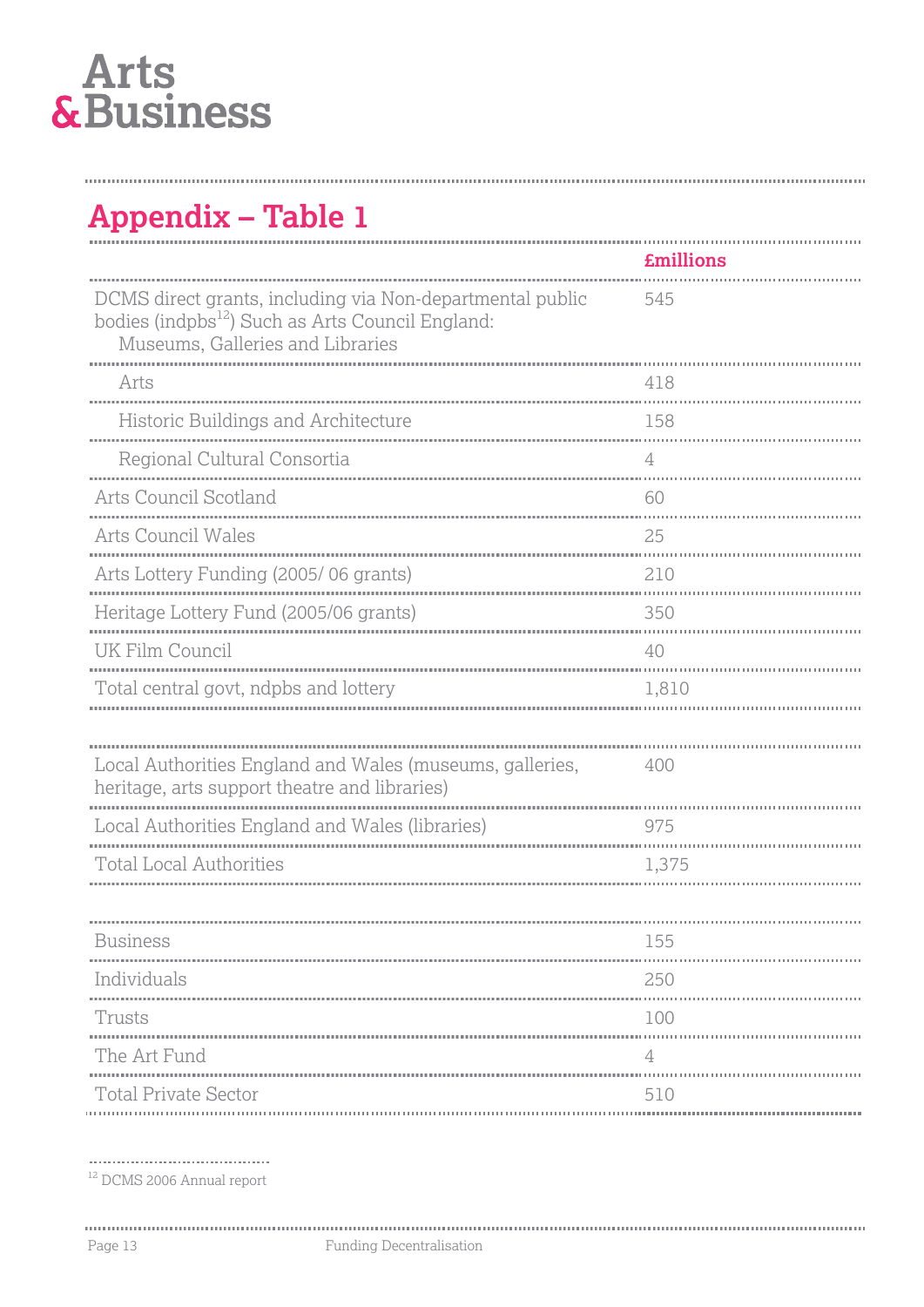## Appendix – Table 1

| | £millions |
|---|---|
| DCMS direct grants, including via Non-departmental public bodies (indpbs[12]) Such as Arts Council England: Museums, Galleries and Libraries | 545 |
| Arts | 418 |
| Historic Buildings and Architecture | 158 |
| Regional Cultural Consortia | 4 |
| Arts Council Scotland | 60 |
| Arts Council Wales | 25 |
| Arts Lottery Funding (2005/ 06 grants) | 210 |
| Heritage Lottery Fund (2005/06 grants) | 350 |
| UK Film Council | 40 |
| Total central govt, ndpbs and lottery | 1,810 |
| | |
| Local Authorities England and Wales (museums, galleries, heritage, arts support theatre and libraries) | 400 |
| Local Authorities England and Wales (libraries) | 975 |
| Total Local Authorities | 1,375 |
| | |
| Business | 155 |
| Individuals | 250 |
| Trusts | 100 |
| The Art Fund | 4 |
| Total Private Sector | 510 |

[12] DCMS 2006 Annual report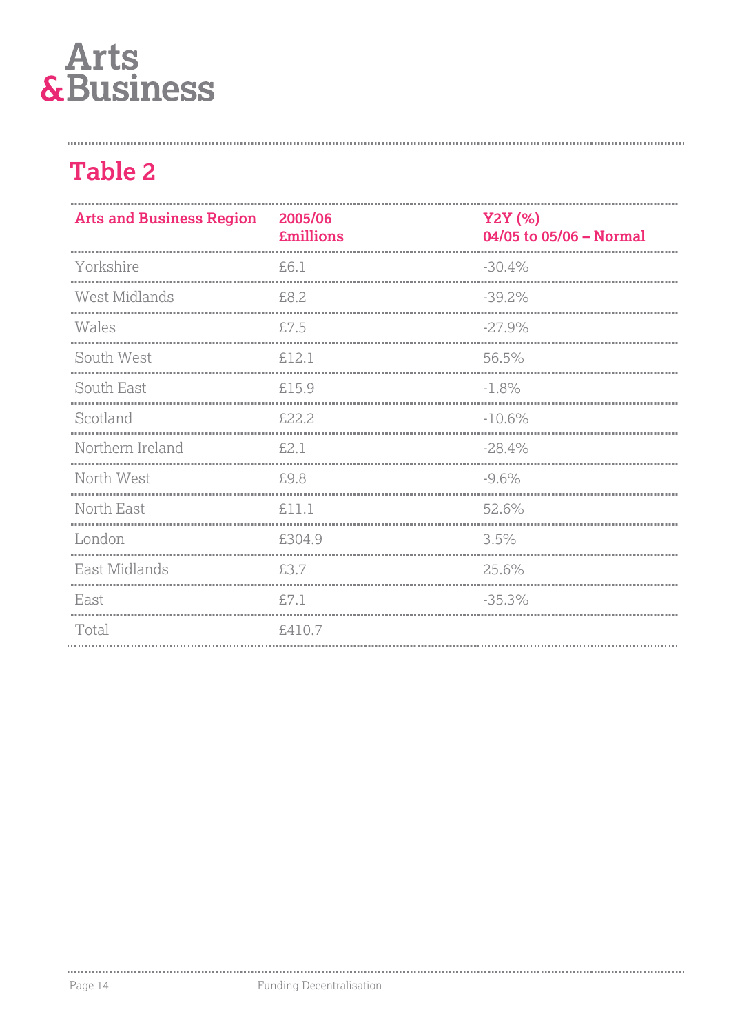## Table 2

| Arts and Business Region | 2005/06 £millions | Y2Y (%) 04/05 to 05/06 – Normal |
|---|---|---|
| Yorkshire | £6.1 | -30.4% |
| West Midlands | £8.2 | -39.2% |
| Wales | £7.5 | -27.9% |
| South West | £12.1 | 56.5% |
| South East | £15.9 | -1.8% |
| Scotland | £22.2 | -10.6% |
| Northern Ireland | £2.1 | -28.4% |
| North West | £9.8 | -9.6% |
| North East | £11.1 | 52.6% |
| London | £304.9 | 3.5% |
| East Midlands | £3.7 | 25.6% |
| East | £7.1 | -35.3% |
| Total | £410.7 | |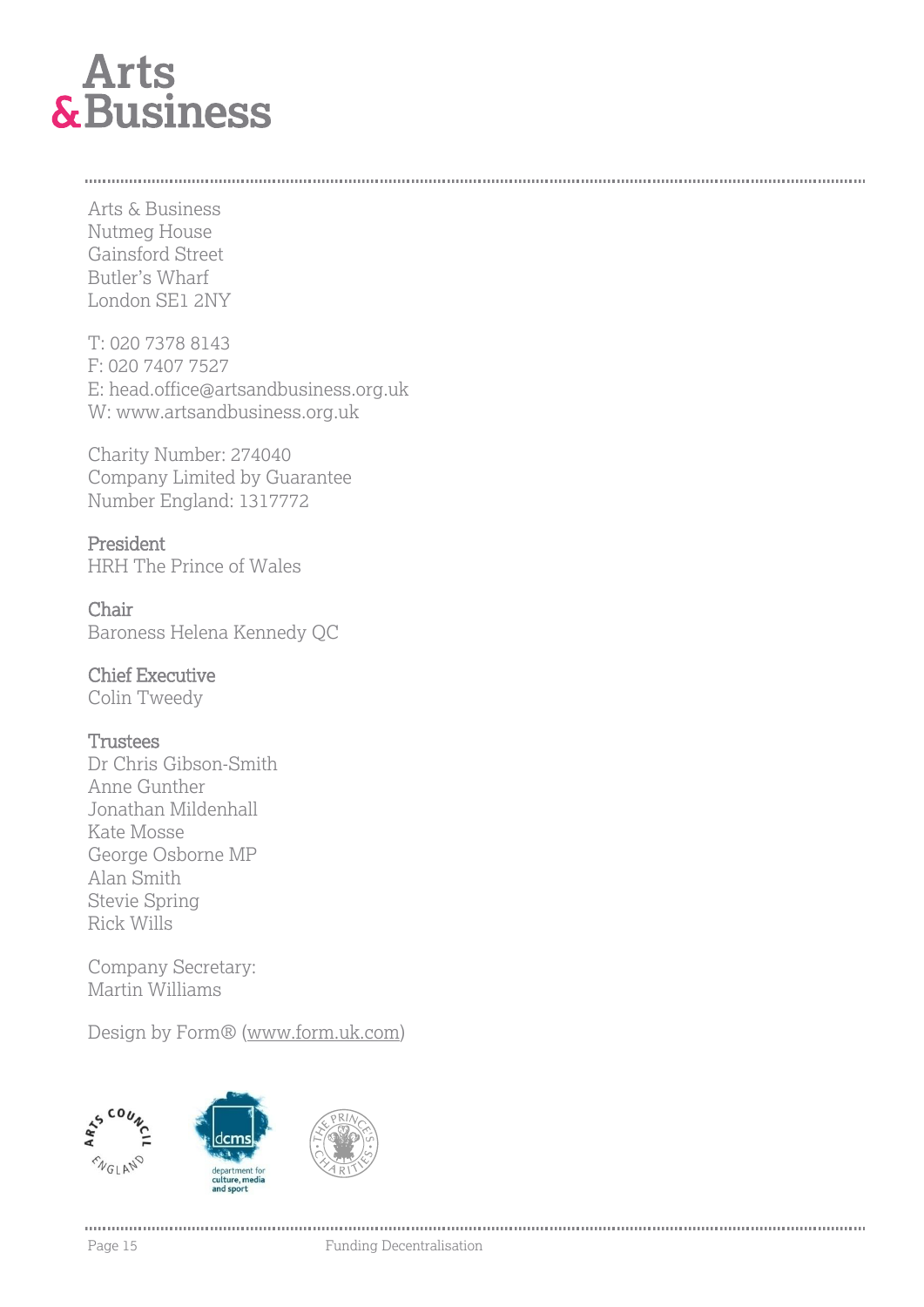# Arts & Business

Arts & Business
Nutmeg House
Gainsford Street
Butler's Wharf
London SE1 2NY

T: 020 7378 8143
F: 020 7407 7527
E: head.office@artsandbusiness.org.uk
W: www.artsandbusiness.org.uk

Charity Number: 274040
Company Limited by Guarantee
Number England: 1317772

**President**
HRH The Prince of Wales

**Chair**
Baroness Helena Kennedy QC

**Chief Executive**
Colin Tweedy

**Trustees**
Dr Chris Gibson-Smith
Anne Gunther
Jonathan Mildenhall
Kate Mosse
George Osborne MP
Alan Smith
Stevie Spring
Rick Wills

Company Secretary:
Martin Williams

Design by Form® (www.form.uk.com)